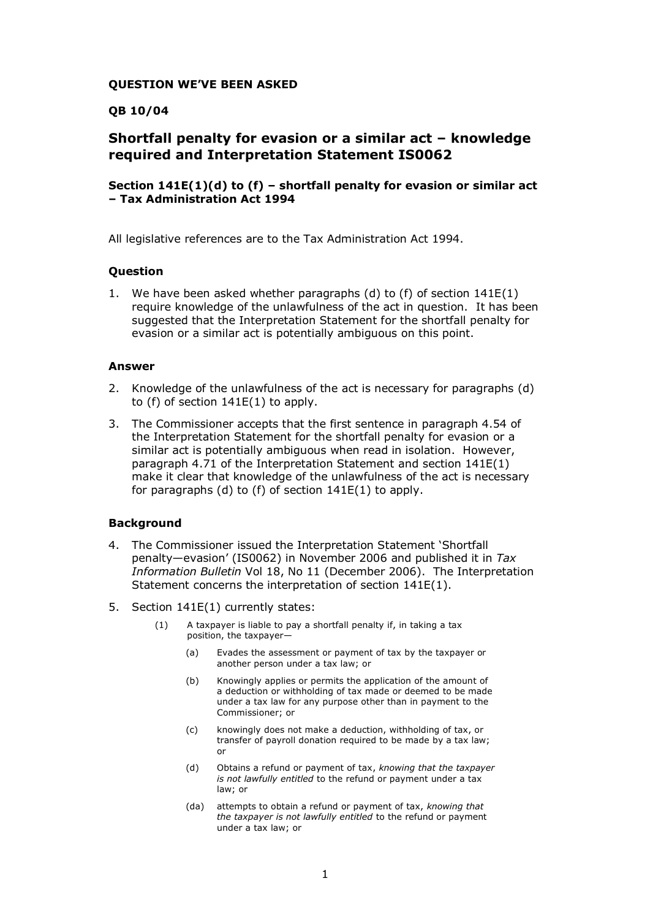**QUESTION WE'VE BEEN ASKED**

**QB 10/04**

## Shortfall penalty for evasion or a similar act – knowledge required and Interpretation Statement IS0062

### Section 141E(1)(d) to (f) – shortfall penalty for evasion or similar act – Tax Administration Act 1994

All legislative references are to the Tax Administration Act 1994.

### Question

1. We have been asked whether paragraphs (d) to (f) of section 141E(1) require knowledge of the unlawfulness of the act in question. It has been suggested that the Interpretation Statement for the shortfall penalty for evasion or a similar act is potentially ambiguous on this point.

### Answer

2. Knowledge of the unlawfulness of the act is necessary for paragraphs (d) to (f) of section 141E(1) to apply.
3. The Commissioner accepts that the first sentence in paragraph 4.54 of the Interpretation Statement for the shortfall penalty for evasion or a similar act is potentially ambiguous when read in isolation. However, paragraph 4.71 of the Interpretation Statement and section 141E(1) make it clear that knowledge of the unlawfulness of the act is necessary for paragraphs (d) to (f) of section 141E(1) to apply.

### Background

4. The Commissioner issued the Interpretation Statement 'Shortfall penalty—evasion' (IS0062) in November 2006 and published it in *Tax Information Bulletin* Vol 18, No 11 (December 2006). The Interpretation Statement concerns the interpretation of section 141E(1).
5. Section 141E(1) currently states:

> (1) A taxpayer is liable to pay a shortfall penalty if, in taking a tax position, the taxpayer—
>
> (a) Evades the assessment or payment of tax by the taxpayer or another person under a tax law; or
>
> (b) Knowingly applies or permits the application of the amount of a deduction or withholding of tax made or deemed to be made under a tax law for any purpose other than in payment to the Commissioner; or
>
> (c) knowingly does not make a deduction, withholding of tax, or transfer of payroll donation required to be made by a tax law; or
>
> (d) Obtains a refund or payment of tax, *knowing that the taxpayer is not lawfully entitled* to the refund or payment under a tax law; or
>
> (da) attempts to obtain a refund or payment of tax, *knowing that the taxpayer is not lawfully entitled* to the refund or payment under a tax law; or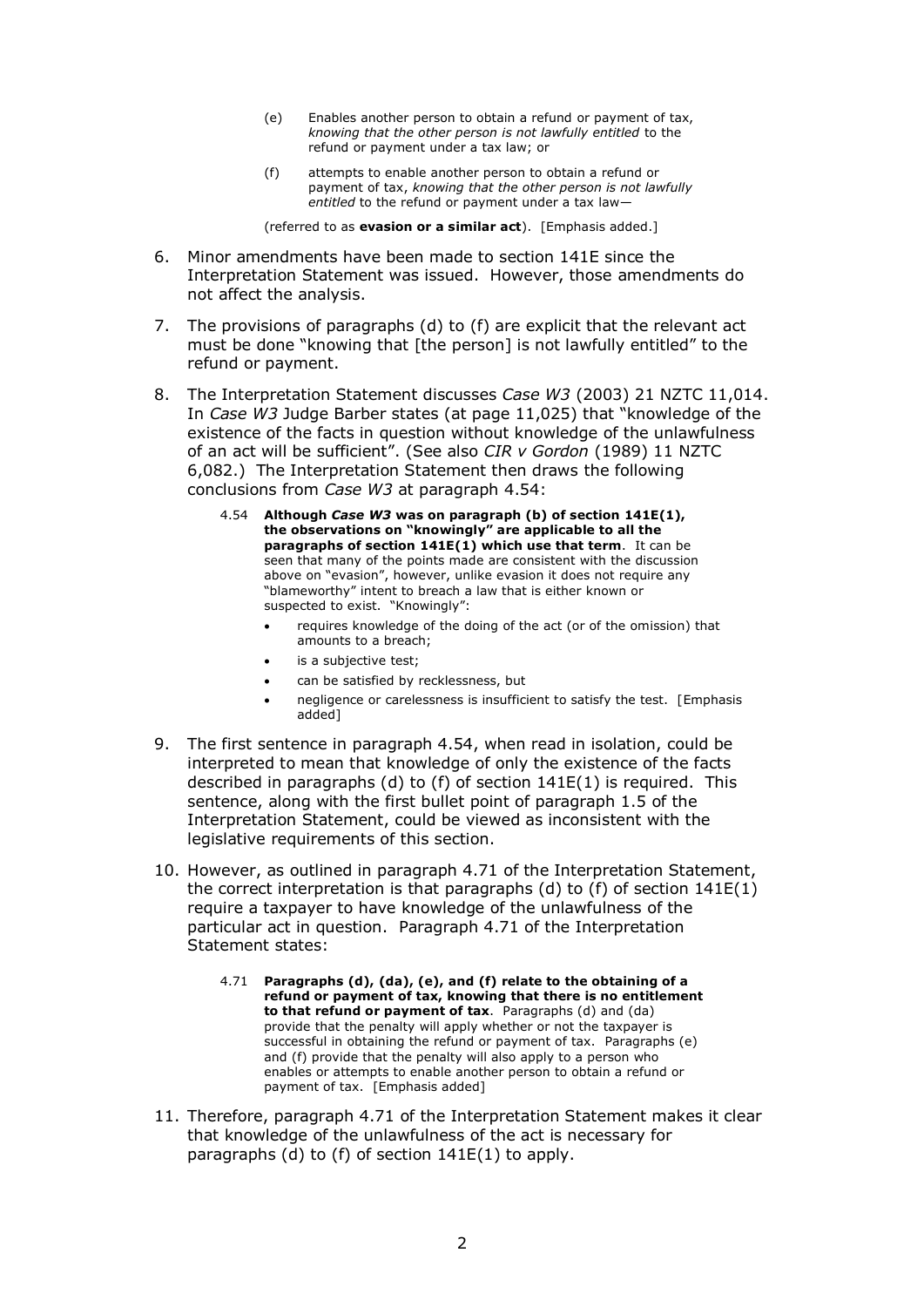> (e) Enables another person to obtain a refund or payment of tax, *knowing that the other person is not lawfully entitled* to the refund or payment under a tax law; or
>
> (f) attempts to enable another person to obtain a refund or payment of tax, *knowing that the other person is not lawfully entitled* to the refund or payment under a tax law—
>
> (referred to as **evasion or a similar act**). [Emphasis added.]

6. Minor amendments have been made to section 141E since the Interpretation Statement was issued. However, those amendments do not affect the analysis.

7. The provisions of paragraphs (d) to (f) are explicit that the relevant act must be done "knowing that [the person] is not lawfully entitled" to the refund or payment.

8. The Interpretation Statement discusses *Case W3* (2003) 21 NZTC 11,014. In *Case W3* Judge Barber states (at page 11,025) that "knowledge of the existence of the facts in question without knowledge of the unlawfulness of an act will be sufficient". (See also *CIR v Gordon* (1989) 11 NZTC 6,082.) The Interpretation Statement then draws the following conclusions from *Case W3* at paragraph 4.54:

> 4.54 **Although *Case W3* was on paragraph (b) of section 141E(1), the observations on "knowingly" are applicable to all the paragraphs of section 141E(1) which use that term**. It can be seen that many of the points made are consistent with the discussion above on "evasion", however, unlike evasion it does not require any "blameworthy" intent to breach a law that is either known or suspected to exist. "Knowingly":
>
> - requires knowledge of the doing of the act (or of the omission) that amounts to a breach;
> - is a subjective test;
> - can be satisfied by recklessness, but
> - negligence or carelessness is insufficient to satisfy the test. [Emphasis added]

9. The first sentence in paragraph 4.54, when read in isolation, could be interpreted to mean that knowledge of only the existence of the facts described in paragraphs (d) to (f) of section 141E(1) is required. This sentence, along with the first bullet point of paragraph 1.5 of the Interpretation Statement, could be viewed as inconsistent with the legislative requirements of this section.

10. However, as outlined in paragraph 4.71 of the Interpretation Statement, the correct interpretation is that paragraphs (d) to (f) of section 141E(1) require a taxpayer to have knowledge of the unlawfulness of the particular act in question. Paragraph 4.71 of the Interpretation Statement states:

> 4.71 **Paragraphs (d), (da), (e), and (f) relate to the obtaining of a refund or payment of tax, knowing that there is no entitlement to that refund or payment of tax**. Paragraphs (d) and (da) provide that the penalty will apply whether or not the taxpayer is successful in obtaining the refund or payment of tax. Paragraphs (e) and (f) provide that the penalty will also apply to a person who enables or attempts to enable another person to obtain a refund or payment of tax. [Emphasis added]

11. Therefore, paragraph 4.71 of the Interpretation Statement makes it clear that knowledge of the unlawfulness of the act is necessary for paragraphs (d) to (f) of section 141E(1) to apply.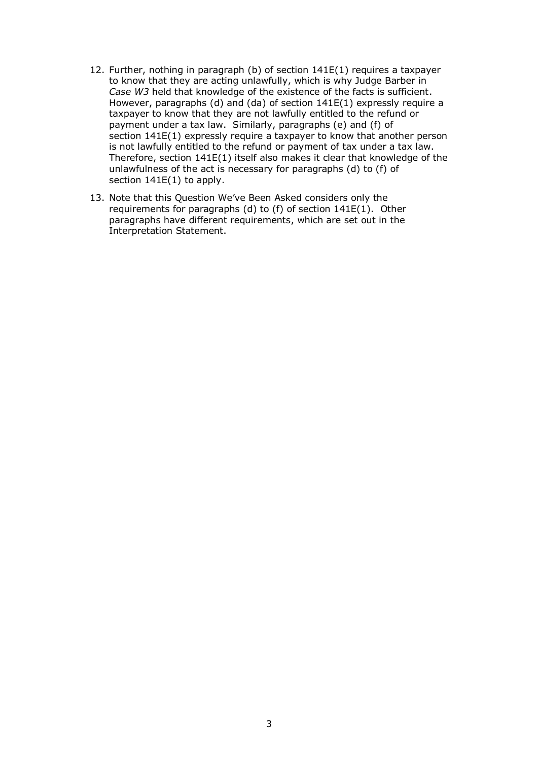12. Further, nothing in paragraph (b) of section 141E(1) requires a taxpayer to know that they are acting unlawfully, which is why Judge Barber in *Case W3* held that knowledge of the existence of the facts is sufficient. However, paragraphs (d) and (da) of section 141E(1) expressly require a taxpayer to know that they are not lawfully entitled to the refund or payment under a tax law. Similarly, paragraphs (e) and (f) of section 141E(1) expressly require a taxpayer to know that another person is not lawfully entitled to the refund or payment of tax under a tax law. Therefore, section 141E(1) itself also makes it clear that knowledge of the unlawfulness of the act is necessary for paragraphs (d) to (f) of section 141E(1) to apply.

13. Note that this Question We've Been Asked considers only the requirements for paragraphs (d) to (f) of section 141E(1). Other paragraphs have different requirements, which are set out in the Interpretation Statement.